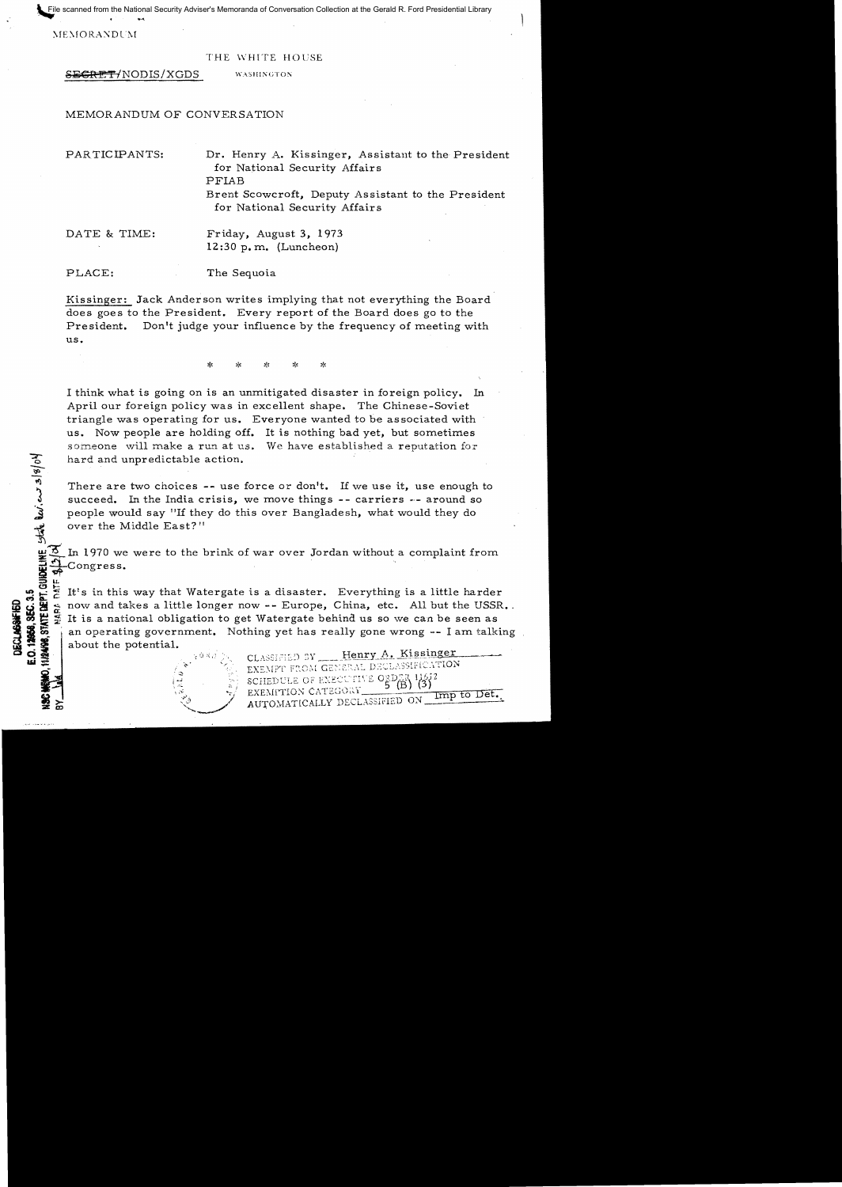File scanned from the National Security Adviser's Memoranda of Conversation Collection at the Gerald R. Ford Presidential Library

MEMORANDUM

THE WHITE HOUSE

~~SECRET~~/NODIS/XGDS WASHINGTON

MEMORANDUM OF CONVERSATION

PARTICIPANTS: Dr. Henry A. Kissinger, Assistant to the President for National Security Affairs
PFIAB
Brent Scowcroft, Deputy Assistant to the President for National Security Affairs

DATE & TIME: Friday, August 3, 1973
12:30 p.m. (Luncheon)

PLACE: The Sequoia

Kissinger: Jack Anderson writes implying that not everything the Board does goes to the President. Every report of the Board does go to the President. Don't judge your influence by the frequency of meeting with us.

\* \* \* \* \*

I think what is going on is an unmitigated disaster in foreign policy. In April our foreign policy was in excellent shape. The Chinese-Soviet triangle was operating for us. Everyone wanted to be associated with us. Now people are holding off. It is nothing bad yet, but sometimes someone will make a run at us. We have established a reputation for hard and unpredictable action.

There are two choices -- use force or don't. If we use it, use enough to succeed. In the India crisis, we move things -- carriers -- around so people would say "If they do this over Bangladesh, what would they do over the Middle East?"

In 1970 we were to the brink of war over Jordan without a complaint from Congress.

It's in this way that Watergate is a disaster. Everything is a little harder now and takes a little longer now -- Europe, China, etc. All but the USSR. It is a national obligation to get Watergate behind us so we can be seen as an operating government. Nothing yet has really gone wrong -- I am talking about the potential.

CLASSIFIED BY Henry A. Kissinger
EXEMPT FROM GENERAL DECLASSIFICATION
SCHEDULE OF EXECUTIVE ORDER 11652
EXEMPTION CATEGORY 5 (B) (3)
AUTOMATICALLY DECLASSIFIED ON Imp to Det.

DECLASSIFIED
E.O. 12958, SEC. 3.5
NSC MEMO, 11/24/98, STATE DEPT. GUIDELINES State Rev. 3/8/04
BY NARA DATE 4/3/04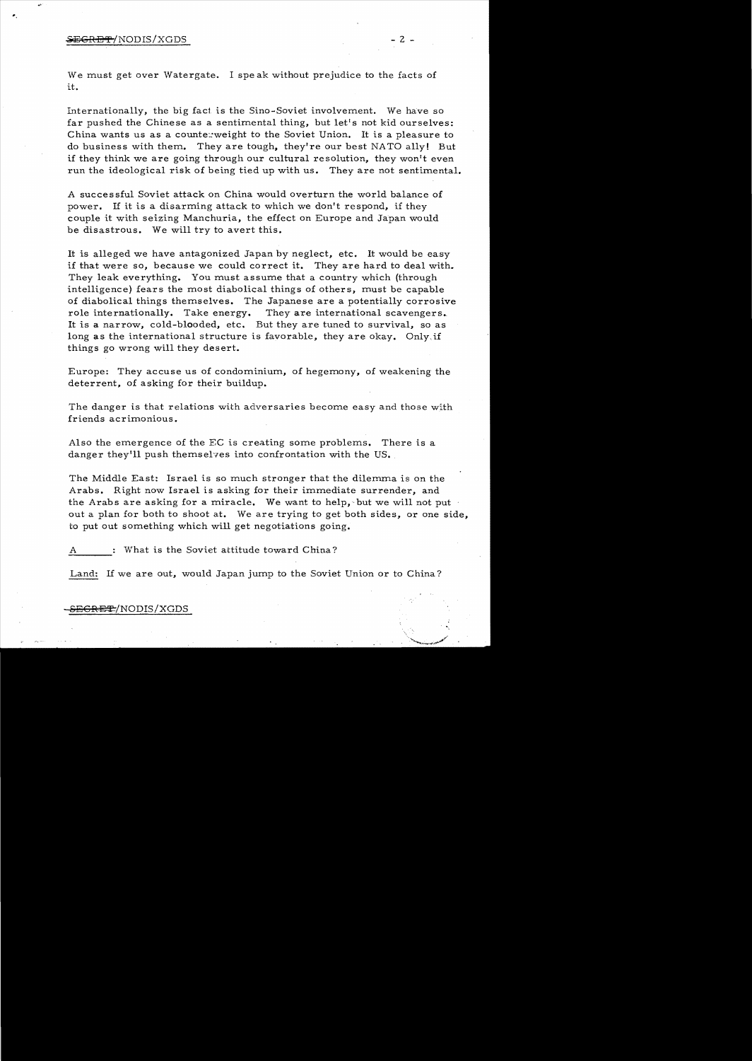We must get over Watergate. I speak without prejudice to the facts of it.

Internationally, the big fact is the Sino-Soviet involvement. We have so far pushed the Chinese as a sentimental thing, but let's not kid ourselves: China wants us as a counterweight to the Soviet Union. It is a pleasure to do business with them. They are tough, they're our best NATO ally! But if they think we are going through our cultural resolution, they won't even run the ideological risk of being tied up with us. They are not sentimental.

A successful Soviet attack on China would overturn the world balance of power. If it is a disarming attack to which we don't respond, if they couple it with seizing Manchuria, the effect on Europe and Japan would be disastrous. We will try to avert this.

It is alleged we have antagonized Japan by neglect, etc. It would be easy if that were so, because we could correct it. They are hard to deal with. They leak everything. You must assume that a country which (through intelligence) fears the most diabolical things of others, must be capable of diabolical things themselves. The Japanese are a potentially corrosive role internationally. Take energy. They are international scavengers. It is a narrow, cold-blooded, etc. But they are tuned to survival, so as long as the international structure is favorable, they are okay. Only if things go wrong will they desert.

Europe: They accuse us of condominium, of hegemony, of weakening the deterrent, of asking for their buildup.

The danger is that relations with adversaries become easy and those with friends acrimonious.

Also the emergence of the EC is creating some problems. There is a danger they'll push themselves into confrontation with the US.

The Middle East: Israel is so much stronger that the dilemma is on the Arabs. Right now Israel is asking for their immediate surrender, and the Arabs are asking for a miracle. We want to help, but we will not put out a plan for both to shoot at. We are trying to get both sides, or one side, to put out something which will get negotiations going.

A_____: What is the Soviet attitude toward China?

Land: If we are out, would Japan jump to the Soviet Union or to China?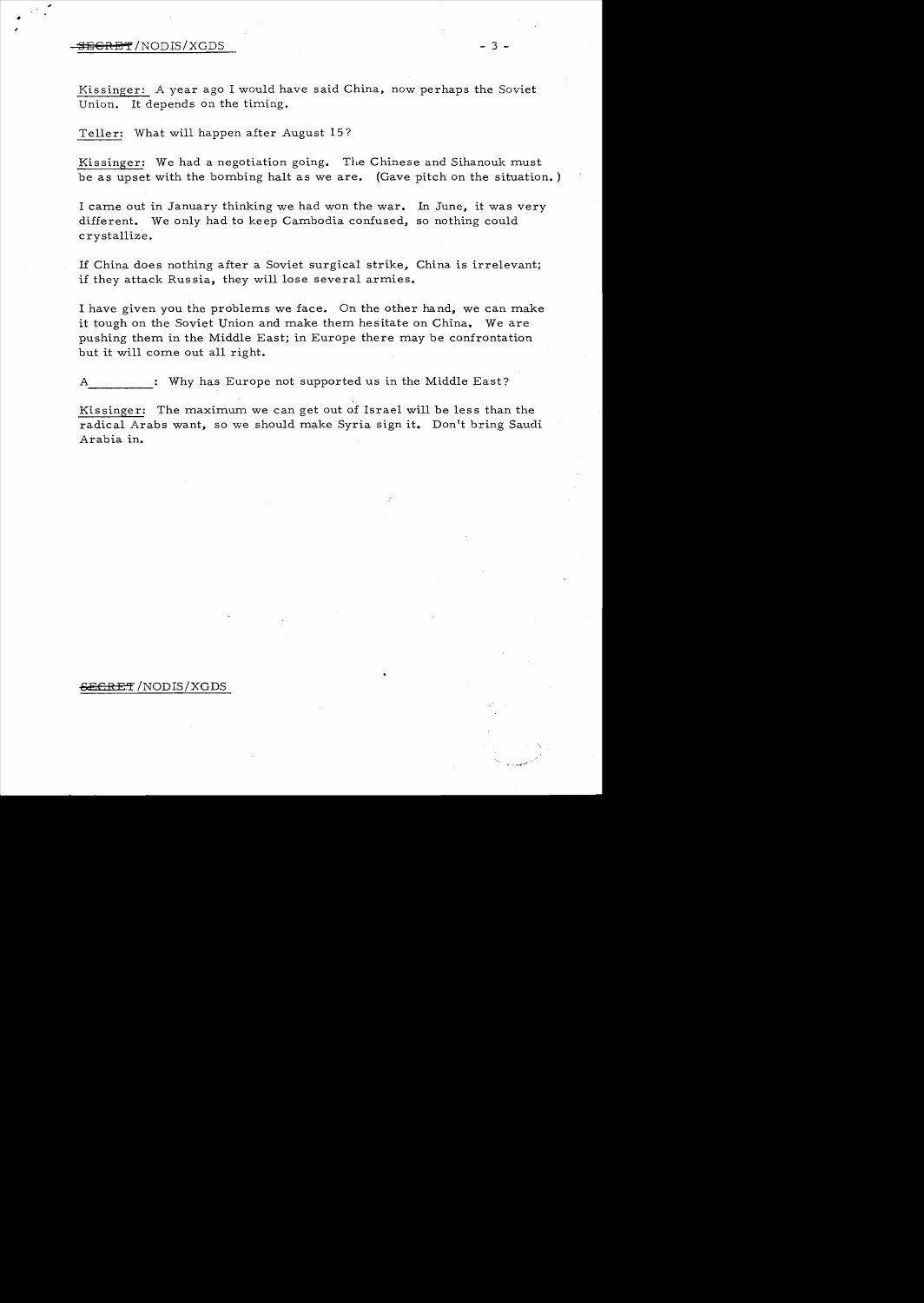Kissinger: A year ago I would have said China, now perhaps the Soviet Union. It depends on the timing.

Teller: What will happen after August 15?

Kissinger: We had a negotiation going. The Chinese and Sihanouk must be as upset with the bombing halt as we are. (Gave pitch on the situation.)

I came out in January thinking we had won the war. In June, it was very different. We only had to keep Cambodia confused, so nothing could crystallize.

If China does nothing after a Soviet surgical strike, China is irrelevant; if they attack Russia, they will lose several armies.

I have given you the problems we face. On the other hand, we can make it tough on the Soviet Union and make them hesitate on China. We are pushing them in the Middle East; in Europe there may be confrontation but it will come out all right.

A________: Why has Europe not supported us in the Middle East?

Kissinger: The maximum we can get out of Israel will be less than the radical Arabs want, so we should make Syria sign it. Don't bring Saudi Arabia in.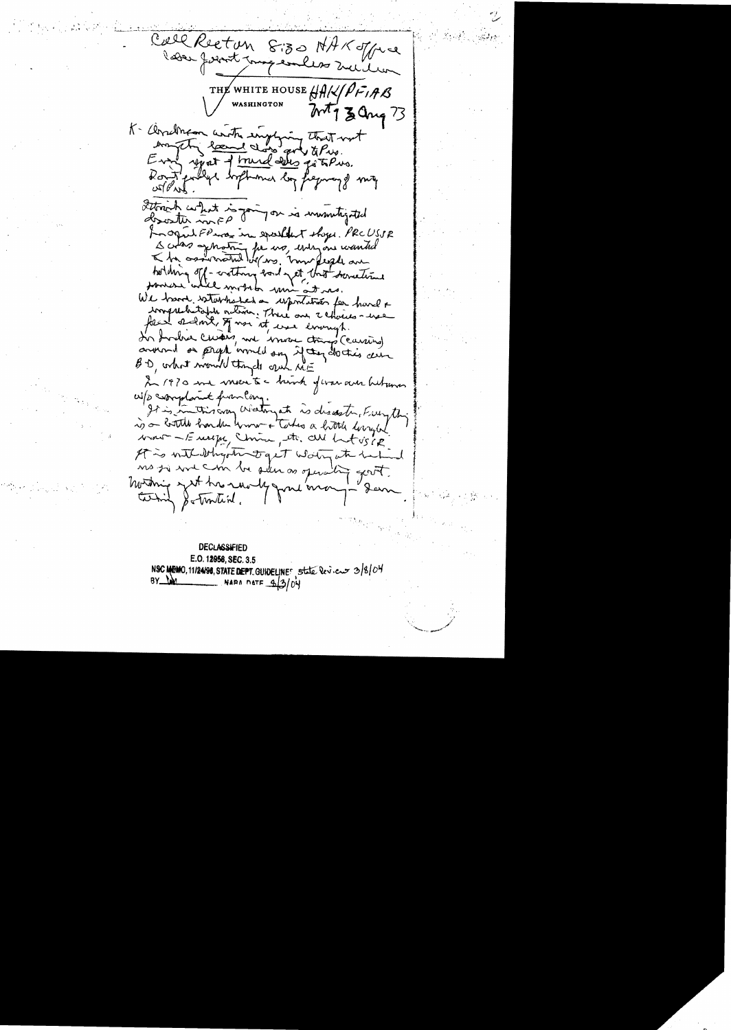Call Reston 8:30 HAK office
Lesser Jewett very endless ?

THE WHITE HOUSE HAK/PFIAB
WASHINGTON
Mtg 3 Aug 73

K - Anderson article implying that not anything said does get to Pres.
Every report of travel does go to Pres.
Don't you know what's going on
of Pres.

Think what is going on is unmitigated disaster in FP
In opinion FP was in excellent shape. PRC USSR
Soviets apprehensive for us, why we wanted to be associated w/ us. Now people are holding off — nothing said yet but sometime soon will move in on us.
We have established a reputation for hard & unpredictable action. There are 2 choices — use fear or admit, if we do it, use enough.
In Jordan crisis, we moved things (carriers) around so Egypt would say if they do this over BD, what would they do over ME.
In 1970 we moved to a kind of war w/o complaint from Cong.
It is in this way Watergate is disaster. Everything is a little harder now — takes a little longer
War — Europe, China, etc. all but USSR
It is not doing to get Watergate behind us so we can be seen as operating govt.
Nothing yet has really gone wrong — I am talking potential.

DECLASSIFIED
E.O. 12958, SEC. 3.5
NSC MEMO, 11/24/98, STATE DEPT. GUIDELINES State Rev.ew 3/8/04
BY [illegible] NARA DATE 4/3/04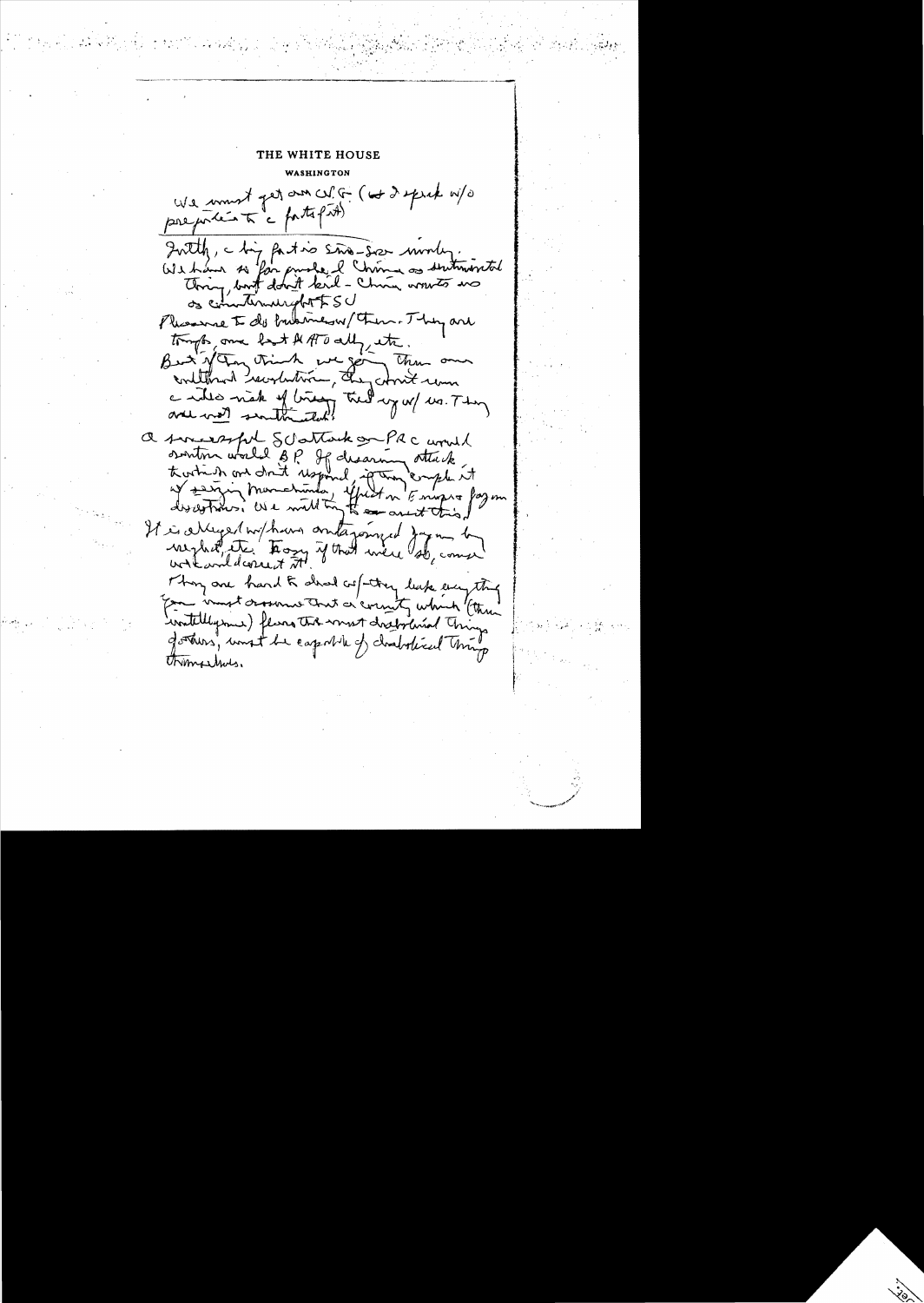# THE WHITE HOUSE

WASHINGTON

We must get our act (& I speak w/o prejudice to c facts first)

Truth, c big fact is Sino-Sov rivalry. We have so far pushed China as sentimental thing, but don't kid - China wants us as counterweight to SU

Pleasure to do business w/ them. They are tough, one last KA to ally, etc.

But if they think we go thru our cultural revolution, they won't run a risk of being tied up w/ us. They are not sentimental.

A successful SU attack on PRC would sentimentalize BP. If disarming attack to which we don't respond, if they emphasize it by signing Manchurian effect on European forum divisions. We will try to do what this.

It is alleged w/ how antagonized Japan by weight etc. Sorry if that were so, course we could correct it.

They are hard to deal w/ - they take everything. You must assume that a country which (the intelligence) flows the most diabolical things of others, must be capable of diabolical things themselves.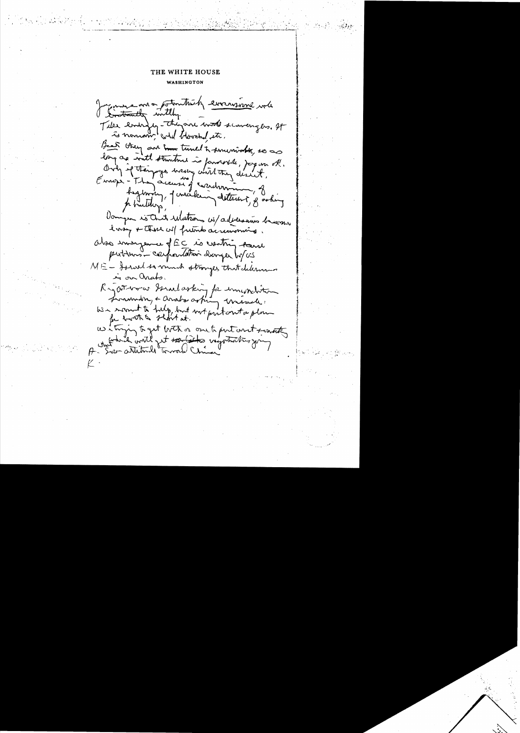# THE WHITE HOUSE

WASHINGTON

Japanese are a potentially enormous world [influence]

Tilee [?] - they are world scavengers. It is nomadic, wild blooded, etc.

But they are turned to pragmatism, so as long as world structure is favorable, Japan OK. Only if things go wrong will they desert.

Europe - They accuse us of condominium, of hegemony, of weakening detente, of asking for hardships.

Danger is that relations w/ adversaries become easy & those w/ friends acrimonious.

Also emergence of EC is creating some problems - confrontation danger w/ US

ME - Israel so much stronger that determination is on Arabs.

Right now Israel asking for immobilization & Arabs asking miracle.

We want to help, but not put out a plan for both to shoot at.

We're trying to get both or one to put out something that would get [?] to negotiating going.

P - Sov attitude toward China

K -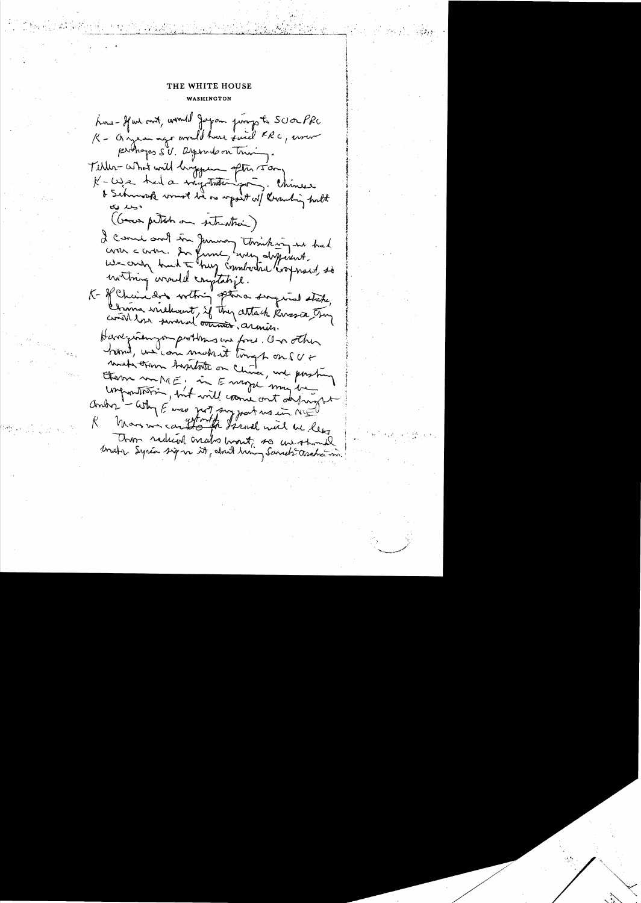# THE WHITE HOUSE

WASHINGTON

Iwo - If we out, would Japan jump to SU or PRC

K - A year ago would have said PRC, now perhaps SU. Depends on timing.

Teller - What will happen after Tan.

K - We had a majestic going. Chinese & Schmidt want to us a spirit of Drenching Holt as us.

(Gave pitch on situation)

I came out in January thinking we had won a war. In June, very different. We only had to buy Cambodia compact, so nothing would capitulate.

K - If China does nothing after a surgical strike, China without, if they attack Russia they will lose several armies.

Haven't given problems we face. On other hand, we can make it tough on SU & make them hesitate on China, we pushing them in ME. In Europe may be unpredictable, but will come out of fringe.

Arbor - Why Euro not support us in ME

K - Mansur can't stop Israel will be less than reduced Arabs want, so we should make Syria sign it, don't bring Sadat's Arabs in.